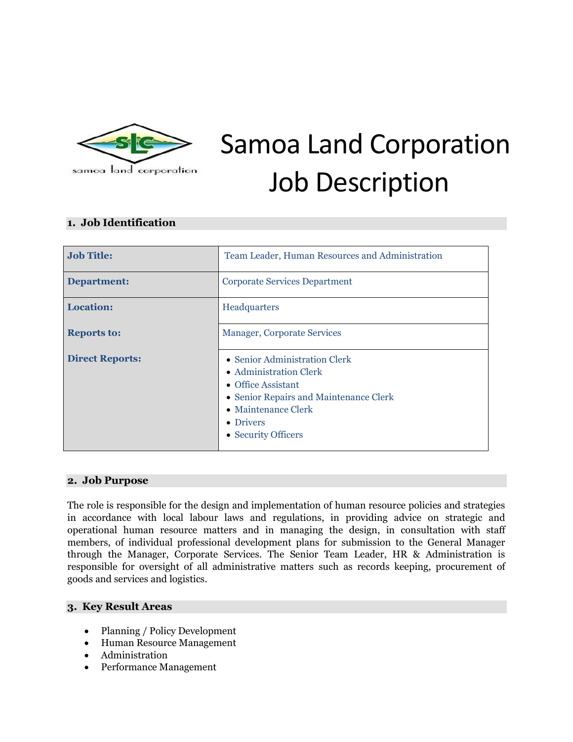# Samoa Land Corporation Job Description

## 1. Job Identification

| | |
|---|---|
| **Job Title:** | Team Leader, Human Resources and Administration |
| **Department:** | Corporate Services Department |
| **Location:** | Headquarters |
| **Reports to:** | Manager, Corporate Services |
| **Direct Reports:** | • Senior Administration Clerk<br>• Administration Clerk<br>• Office Assistant<br>• Senior Repairs and Maintenance Clerk<br>• Maintenance Clerk<br>• Drivers<br>• Security Officers |

## 2. Job Purpose

The role is responsible for the design and implementation of human resource policies and strategies in accordance with local labour laws and regulations, in providing advice on strategic and operational human resource matters and in managing the design, in consultation with staff members, of individual professional development plans for submission to the General Manager through the Manager, Corporate Services. The Senior Team Leader, HR & Administration is responsible for oversight of all administrative matters such as records keeping, procurement of goods and services and logistics.

## 3. Key Result Areas

- Planning / Policy Development
- Human Resource Management
- Administration
- Performance Management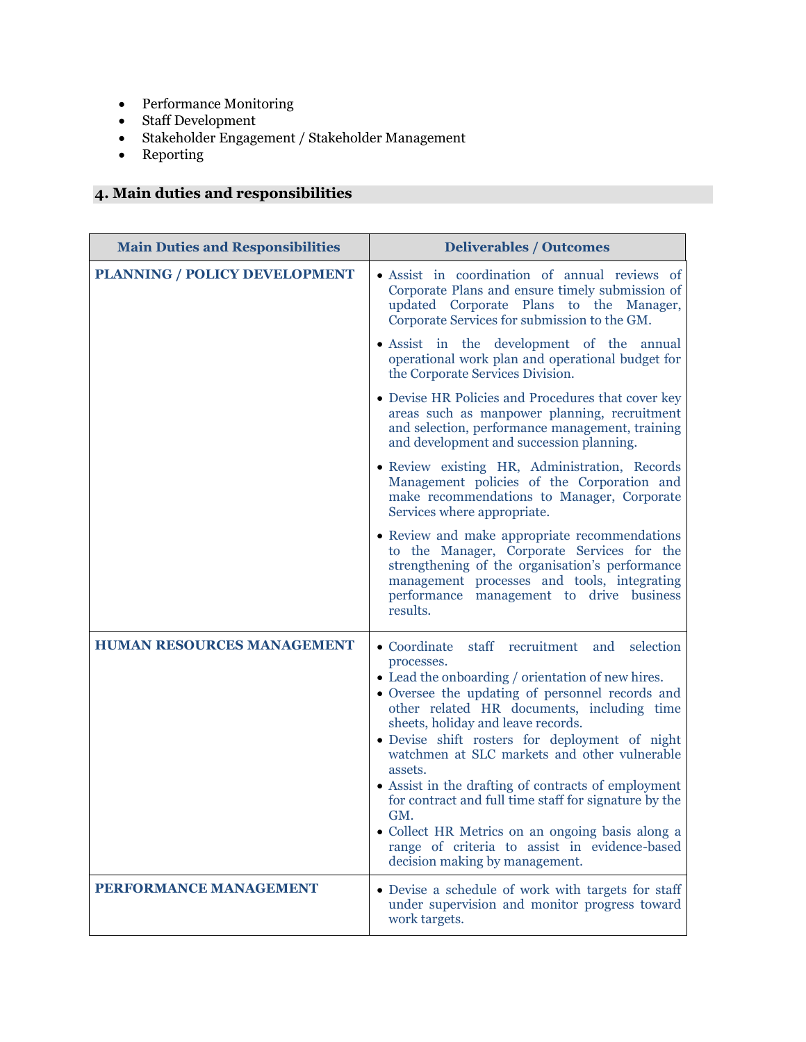- Performance Monitoring
- Staff Development
- Stakeholder Engagement / Stakeholder Management
- Reporting

## 4. Main duties and responsibilities

| Main Duties and Responsibilities | Deliverables / Outcomes |
|---|---|
| **PLANNING / POLICY DEVELOPMENT** | • Assist in coordination of annual reviews of Corporate Plans and ensure timely submission of updated Corporate Plans to the Manager, Corporate Services for submission to the GM.<br><br>• Assist in the development of the annual operational work plan and operational budget for the Corporate Services Division.<br><br>• Devise HR Policies and Procedures that cover key areas such as manpower planning, recruitment and selection, performance management, training and development and succession planning.<br><br>• Review existing HR, Administration, Records Management policies of the Corporation and make recommendations to Manager, Corporate Services where appropriate.<br><br>• Review and make appropriate recommendations to the Manager, Corporate Services for the strengthening of the organisation's performance management processes and tools, integrating performance management to drive business results. |
| **HUMAN RESOURCES MANAGEMENT** | • Coordinate staff recruitment and selection processes.<br>• Lead the onboarding / orientation of new hires.<br>• Oversee the updating of personnel records and other related HR documents, including time sheets, holiday and leave records.<br>• Devise shift rosters for deployment of night watchmen at SLC markets and other vulnerable assets.<br>• Assist in the drafting of contracts of employment for contract and full time staff for signature by the GM.<br>• Collect HR Metrics on an ongoing basis along a range of criteria to assist in evidence-based decision making by management. |
| **PERFORMANCE MANAGEMENT** | • Devise a schedule of work with targets for staff under supervision and monitor progress toward work targets. |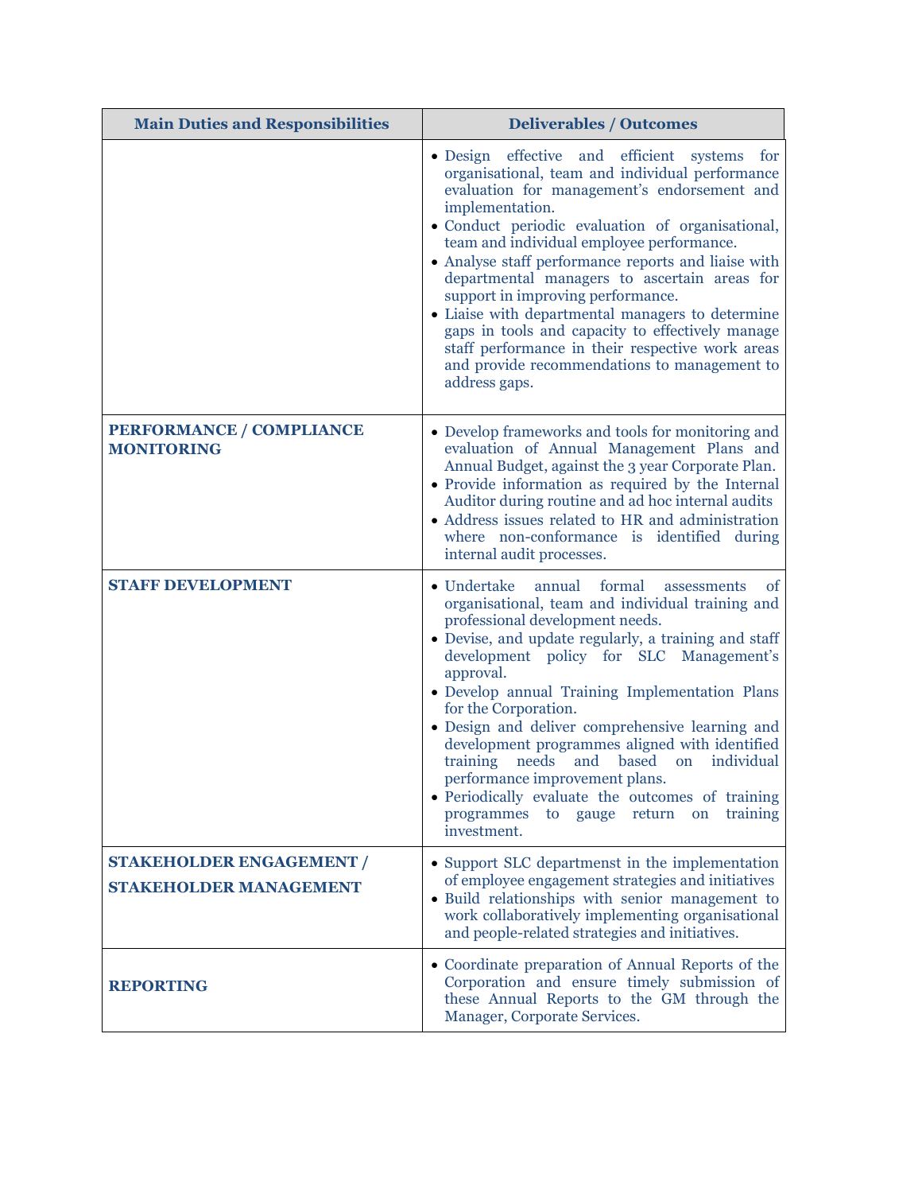| Main Duties and Responsibilities | Deliverables / Outcomes |
|---|---|
| | • Design effective and efficient systems for organisational, team and individual performance evaluation for management's endorsement and implementation.<br>• Conduct periodic evaluation of organisational, team and individual employee performance.<br>• Analyse staff performance reports and liaise with departmental managers to ascertain areas for support in improving performance.<br>• Liaise with departmental managers to determine gaps in tools and capacity to effectively manage staff performance in their respective work areas and provide recommendations to management to address gaps. |
| **PERFORMANCE / COMPLIANCE MONITORING** | • Develop frameworks and tools for monitoring and evaluation of Annual Management Plans and Annual Budget, against the 3 year Corporate Plan.<br>• Provide information as required by the Internal Auditor during routine and ad hoc internal audits<br>• Address issues related to HR and administration where non-conformance is identified during internal audit processes. |
| **STAFF DEVELOPMENT** | • Undertake annual formal assessments of organisational, team and individual training and professional development needs.<br>• Devise, and update regularly, a training and staff development policy for SLC Management's approval.<br>• Develop annual Training Implementation Plans for the Corporation.<br>• Design and deliver comprehensive learning and development programmes aligned with identified training needs and based on individual performance improvement plans.<br>• Periodically evaluate the outcomes of training programmes to gauge return on training investment. |
| **STAKEHOLDER ENGAGEMENT / STAKEHOLDER MANAGEMENT** | • Support SLC departmenst in the implementation of employee engagement strategies and initiatives<br>• Build relationships with senior management to work collaboratively implementing organisational and people-related strategies and initiatives. |
| **REPORTING** | • Coordinate preparation of Annual Reports of the Corporation and ensure timely submission of these Annual Reports to the GM through the Manager, Corporate Services. |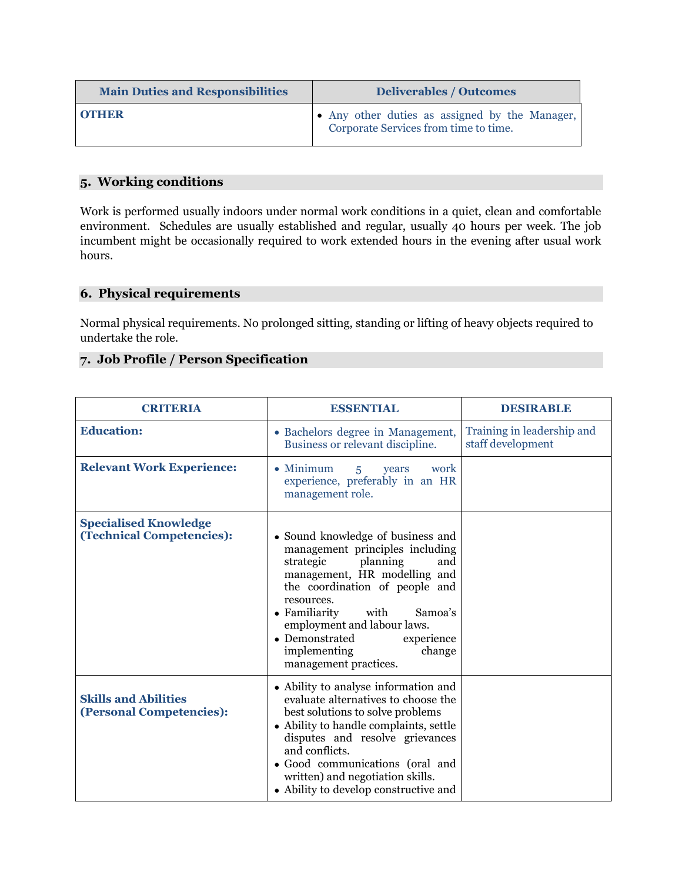| Main Duties and Responsibilities | Deliverables / Outcomes |
|---|---|
| **OTHER** | • Any other duties as assigned by the Manager, Corporate Services from time to time. |

## 5. Working conditions

Work is performed usually indoors under normal work conditions in a quiet, clean and comfortable environment. Schedules are usually established and regular, usually 40 hours per week. The job incumbent might be occasionally required to work extended hours in the evening after usual work hours.

## 6. Physical requirements

Normal physical requirements. No prolonged sitting, standing or lifting of heavy objects required to undertake the role.

## 7. Job Profile / Person Specification

| CRITERIA | ESSENTIAL | DESIRABLE |
|---|---|---|
| **Education:** | • Bachelors degree in Management, Business or relevant discipline. | Training in leadership and staff development |
| **Relevant Work Experience:** | • Minimum 5 years work experience, preferably in an HR management role. | |
| **Specialised Knowledge (Technical Competencies):** | • Sound knowledge of business and management principles including strategic planning and management, HR modelling and the coordination of people and resources.<br>• Familiarity with Samoa's employment and labour laws.<br>• Demonstrated experience implementing change management practices. | |
| **Skills and Abilities (Personal Competencies):** | • Ability to analyse information and evaluate alternatives to choose the best solutions to solve problems<br>• Ability to handle complaints, settle disputes and resolve grievances and conflicts.<br>• Good communications (oral and written) and negotiation skills.<br>• Ability to develop constructive and | |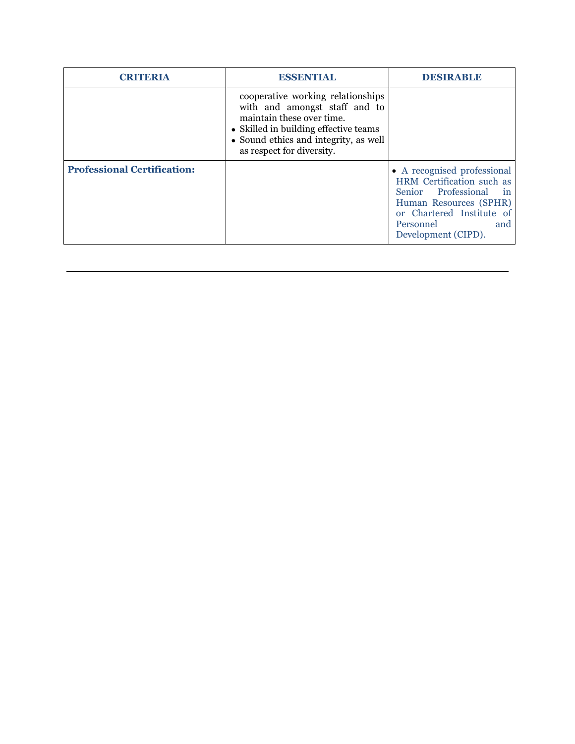| CRITERIA | ESSENTIAL | DESIRABLE |
| --- | --- | --- |
| | cooperative working relationships with and amongst staff and to maintain these over time.<br>• Skilled in building effective teams<br>• Sound ethics and integrity, as well as respect for diversity. | |
| **Professional Certification:** | | • A recognised professional HRM Certification such as Senior Professional in Human Resources (SPHR) or Chartered Institute of Personnel and Development (CIPD). |

---